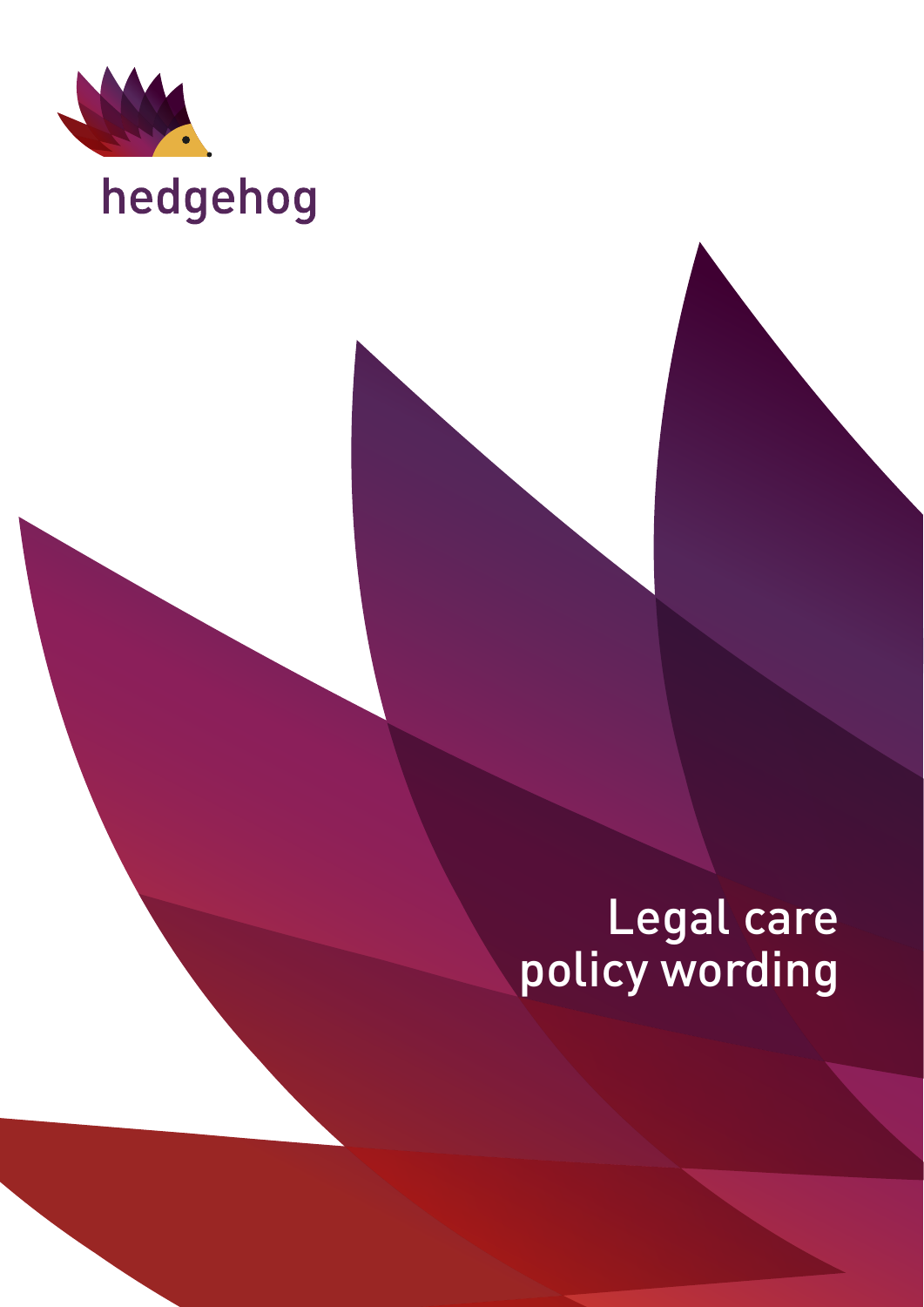hedgehog

# Legal care policy wording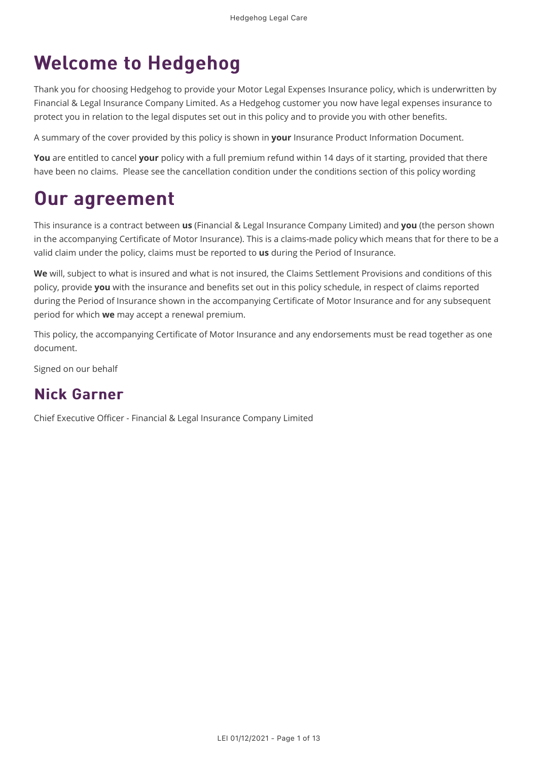# Welcome to Hedgehog

Thank you for choosing Hedgehog to provide your Motor Legal Expenses Insurance policy, which is underwritten by Financial & Legal Insurance Company Limited. As a Hedgehog customer you now have legal expenses insurance to protect you in relation to the legal disputes set out in this policy and to provide you with other benefits.

A summary of the cover provided by this policy is shown in **your** Insurance Product Information Document.

**You** are entitled to cancel **your** policy with a full premium refund within 14 days of it starting, provided that there have been no claims.  Please see the cancellation condition under the conditions section of this policy wording

# Our agreement

This insurance is a contract between **us** (Financial & Legal Insurance Company Limited) and **you** (the person shown in the accompanying Certificate of Motor Insurance). This is a claims-made policy which means that for there to be a valid claim under the policy, claims must be reported to **us** during the Period of Insurance.

**We** will, subject to what is insured and what is not insured, the Claims Settlement Provisions and conditions of this policy, provide **you** with the insurance and benefits set out in this policy schedule, in respect of claims reported during the Period of Insurance shown in the accompanying Certificate of Motor Insurance and for any subsequent period for which **we** may accept a renewal premium.

This policy, the accompanying Certificate of Motor Insurance and any endorsements must be read together as one document.

Signed on our behalf

## Nick Garner

Chief Executive Officer - Financial & Legal Insurance Company Limited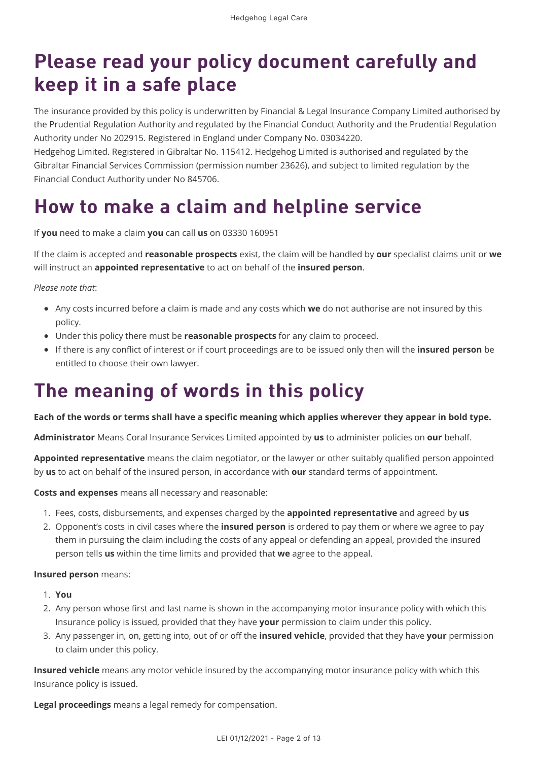# Please read your policy document carefully and keep it in a safe place

The insurance provided by this policy is underwritten by Financial & Legal Insurance Company Limited authorised by the Prudential Regulation Authority and regulated by the Financial Conduct Authority and the Prudential Regulation Authority under No 202915. Registered in England under Company No. 03034220.
Hedgehog Limited. Registered in Gibraltar No. 115412. Hedgehog Limited is authorised and regulated by the Gibraltar Financial Services Commission (permission number 23626), and subject to limited regulation by the Financial Conduct Authority under No 845706.

# How to make a claim and helpline service

If **you** need to make a claim **you** can call **us** on 03330 160951

If the claim is accepted and **reasonable prospects** exist, the claim will be handled by **our** specialist claims unit or **we** will instruct an **appointed representative** to act on behalf of the **insured person**.

*Please note that*:

- Any costs incurred before a claim is made and any costs which **we** do not authorise are not insured by this policy.
- Under this policy there must be **reasonable prospects** for any claim to proceed.
- If there is any conflict of interest or if court proceedings are to be issued only then will the **insured person** be entitled to choose their own lawyer.

# The meaning of words in this policy

**Each of the words or terms shall have a specific meaning which applies wherever they appear in bold type.**

**Administrator** Means Coral Insurance Services Limited appointed by **us** to administer policies on **our** behalf.

**Appointed representative** means the claim negotiator, or the lawyer or other suitably qualified person appointed by **us** to act on behalf of the insured person, in accordance with **our** standard terms of appointment.

**Costs and expenses** means all necessary and reasonable:

1. Fees, costs, disbursements, and expenses charged by the **appointed representative** and agreed by **us**
2. Opponent's costs in civil cases where the **insured person** is ordered to pay them or where we agree to pay them in pursuing the claim including the costs of any appeal or defending an appeal, provided the insured person tells **us** within the time limits and provided that **we** agree to the appeal.

**Insured person** means:

1. **You**
2. Any person whose first and last name is shown in the accompanying motor insurance policy with which this Insurance policy is issued, provided that they have **your** permission to claim under this policy.
3. Any passenger in, on, getting into, out of or off the **insured vehicle**, provided that they have **your** permission to claim under this policy.

**Insured vehicle** means any motor vehicle insured by the accompanying motor insurance policy with which this Insurance policy is issued.

**Legal proceedings** means a legal remedy for compensation.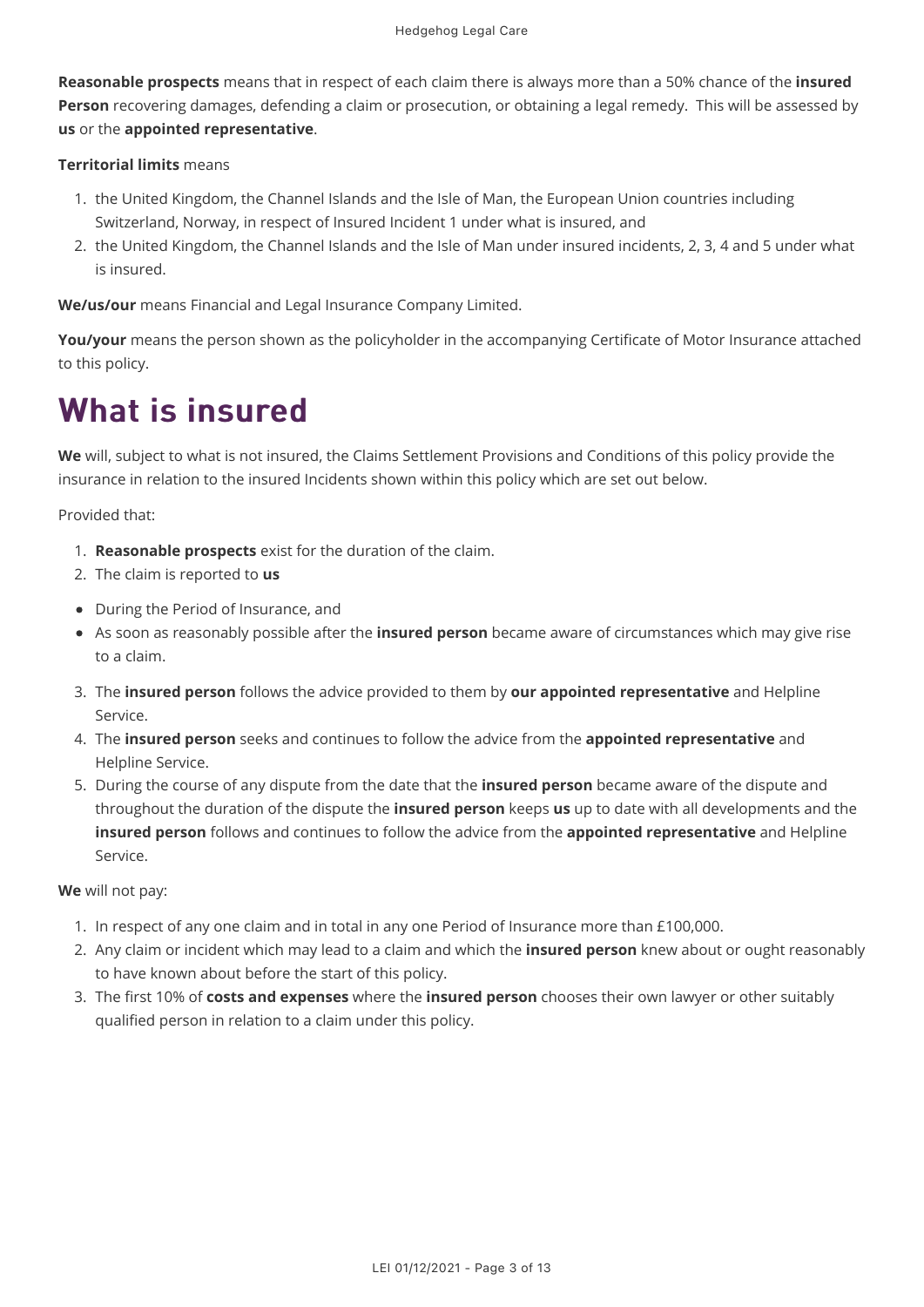**Reasonable prospects** means that in respect of each claim there is always more than a 50% chance of the **insured Person** recovering damages, defending a claim or prosecution, or obtaining a legal remedy. This will be assessed by **us** or the **appointed representative**.

**Territorial limits** means

1. the United Kingdom, the Channel Islands and the Isle of Man, the European Union countries including Switzerland, Norway, in respect of Insured Incident 1 under what is insured, and
2. the United Kingdom, the Channel Islands and the Isle of Man under insured incidents, 2, 3, 4 and 5 under what is insured.

**We/us/our** means Financial and Legal Insurance Company Limited.

**You/your** means the person shown as the policyholder in the accompanying Certificate of Motor Insurance attached to this policy.

# What is insured

**We** will, subject to what is not insured, the Claims Settlement Provisions and Conditions of this policy provide the insurance in relation to the insured Incidents shown within this policy which are set out below.

Provided that:

1. **Reasonable prospects** exist for the duration of the claim.
2. The claim is reported to **us**

- During the Period of Insurance, and
- As soon as reasonably possible after the **insured person** became aware of circumstances which may give rise to a claim.

3. The **insured person** follows the advice provided to them by **our appointed representative** and Helpline Service.
4. The **insured person** seeks and continues to follow the advice from the **appointed representative** and Helpline Service.
5. During the course of any dispute from the date that the **insured person** became aware of the dispute and throughout the duration of the dispute the **insured person** keeps **us** up to date with all developments and the **insured person** follows and continues to follow the advice from the **appointed representative** and Helpline Service.

**We** will not pay:

1. In respect of any one claim and in total in any one Period of Insurance more than £100,000.
2. Any claim or incident which may lead to a claim and which the **insured person** knew about or ought reasonably to have known about before the start of this policy.
3. The first 10% of **costs and expenses** where the **insured person** chooses their own lawyer or other suitably qualified person in relation to a claim under this policy.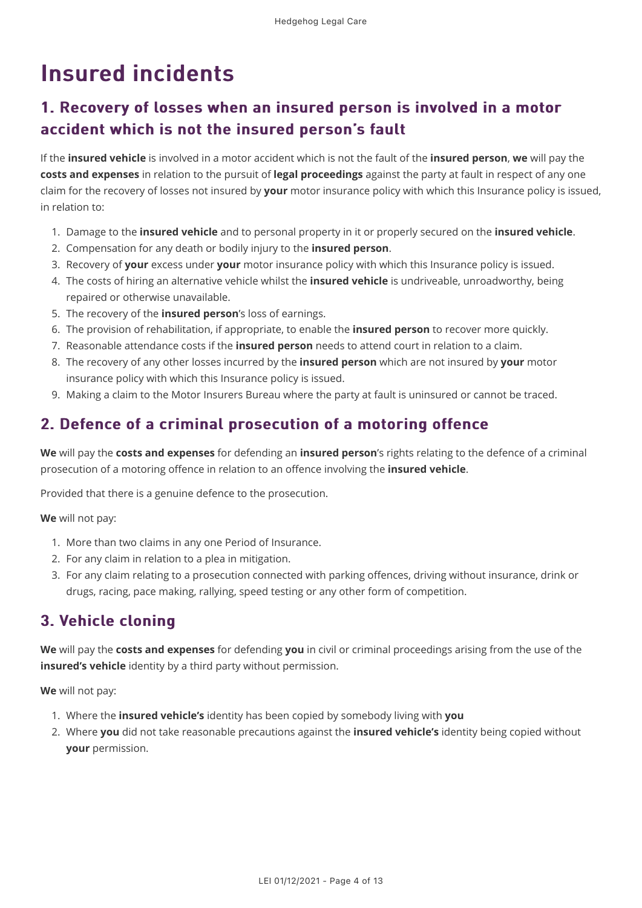# Insured incidents

## 1. Recovery of losses when an insured person is involved in a motor accident which is not the insured person's fault

If the **insured vehicle** is involved in a motor accident which is not the fault of the **insured person**, **we** will pay the **costs and expenses** in relation to the pursuit of **legal proceedings** against the party at fault in respect of any one claim for the recovery of losses not insured by **your** motor insurance policy with which this Insurance policy is issued, in relation to:

1. Damage to the **insured vehicle** and to personal property in it or properly secured on the **insured vehicle**.
2. Compensation for any death or bodily injury to the **insured person**.
3. Recovery of **your** excess under **your** motor insurance policy with which this Insurance policy is issued.
4. The costs of hiring an alternative vehicle whilst the **insured vehicle** is undriveable, unroadworthy, being repaired or otherwise unavailable.
5. The recovery of the **insured person**'s loss of earnings.
6. The provision of rehabilitation, if appropriate, to enable the **insured person** to recover more quickly.
7. Reasonable attendance costs if the **insured person** needs to attend court in relation to a claim.
8. The recovery of any other losses incurred by the **insured person** which are not insured by **your** motor insurance policy with which this Insurance policy is issued.
9. Making a claim to the Motor Insurers Bureau where the party at fault is uninsured or cannot be traced.

## 2. Defence of a criminal prosecution of a motoring offence

**We** will pay the **costs and expenses** for defending an **insured person**'s rights relating to the defence of a criminal prosecution of a motoring offence in relation to an offence involving the **insured vehicle**.

Provided that there is a genuine defence to the prosecution.

**We** will not pay:

1. More than two claims in any one Period of Insurance.
2. For any claim in relation to a plea in mitigation.
3. For any claim relating to a prosecution connected with parking offences, driving without insurance, drink or drugs, racing, pace making, rallying, speed testing or any other form of competition.

## 3. Vehicle cloning

**We** will pay the **costs and expenses** for defending **you** in civil or criminal proceedings arising from the use of the **insured's vehicle** identity by a third party without permission.

**We** will not pay:

1. Where the **insured vehicle's** identity has been copied by somebody living with **you**
2. Where **you** did not take reasonable precautions against the **insured vehicle's** identity being copied without **your** permission.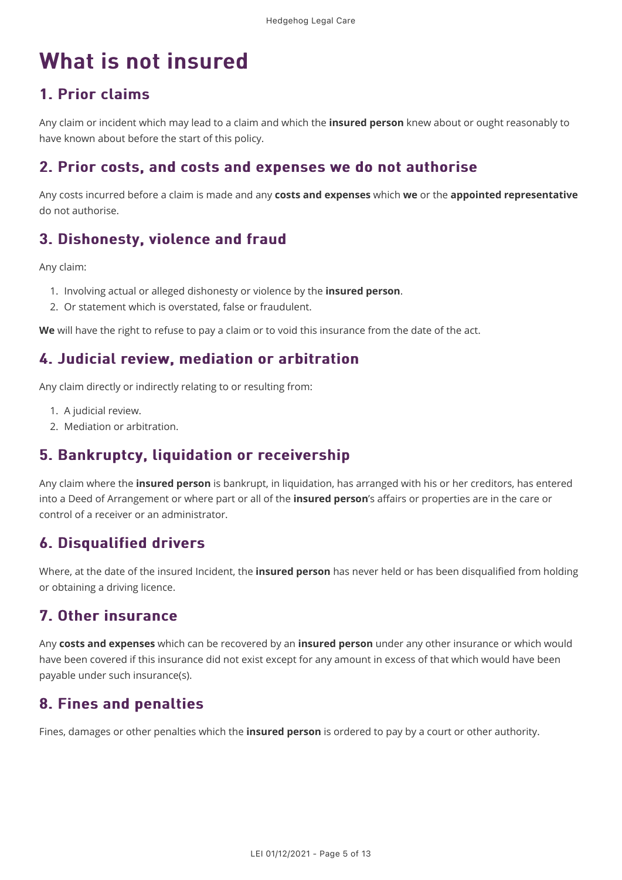# What is not insured

## 1. Prior claims

Any claim or incident which may lead to a claim and which the **insured person** knew about or ought reasonably to have known about before the start of this policy.

## 2. Prior costs, and costs and expenses we do not authorise

Any costs incurred before a claim is made and any **costs and expenses** which **we** or the **appointed representative** do not authorise.

## 3. Dishonesty, violence and fraud

Any claim:

1. Involving actual or alleged dishonesty or violence by the **insured person**.
2. Or statement which is overstated, false or fraudulent.

**We** will have the right to refuse to pay a claim or to void this insurance from the date of the act.

## 4. Judicial review, mediation or arbitration

Any claim directly or indirectly relating to or resulting from:

1. A judicial review.
2. Mediation or arbitration.

## 5. Bankruptcy, liquidation or receivership

Any claim where the **insured person** is bankrupt, in liquidation, has arranged with his or her creditors, has entered into a Deed of Arrangement or where part or all of the **insured person**'s affairs or properties are in the care or control of a receiver or an administrator.

## 6. Disqualified drivers

Where, at the date of the insured Incident, the **insured person** has never held or has been disqualified from holding or obtaining a driving licence.

## 7. Other insurance

Any **costs and expenses** which can be recovered by an **insured person** under any other insurance or which would have been covered if this insurance did not exist except for any amount in excess of that which would have been payable under such insurance(s).

## 8. Fines and penalties

Fines, damages or other penalties which the **insured person** is ordered to pay by a court or other authority.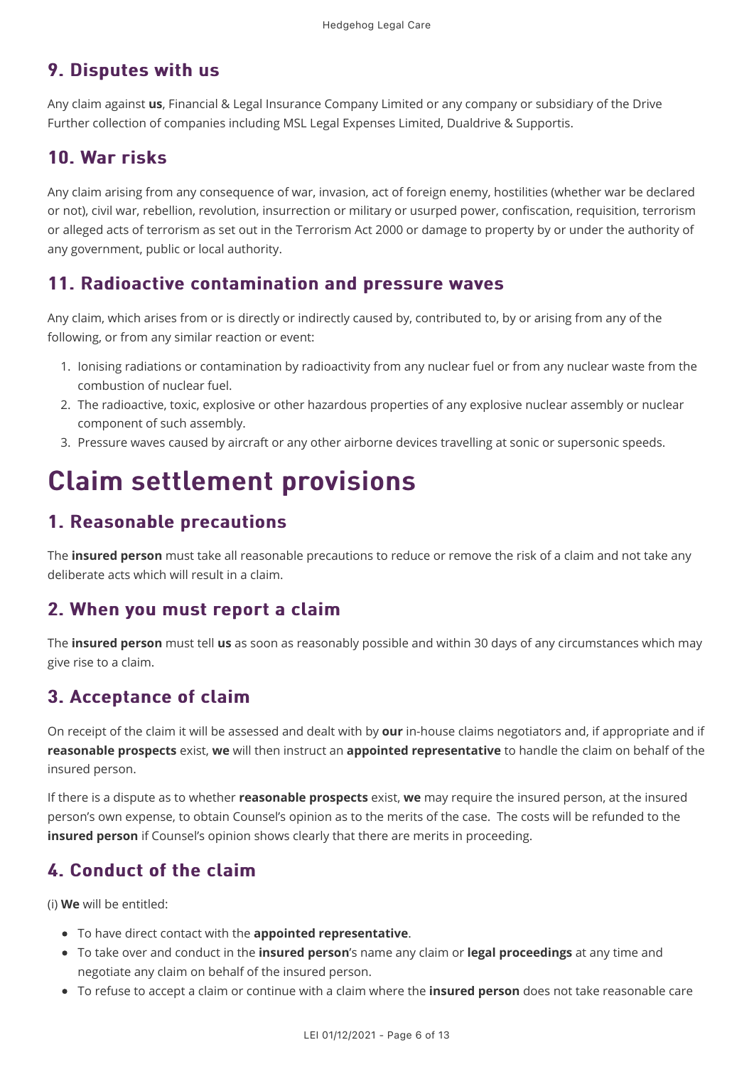## 9. Disputes with us

Any claim against **us**, Financial & Legal Insurance Company Limited or any company or subsidiary of the Drive Further collection of companies including MSL Legal Expenses Limited, Dualdrive & Supportis.

## 10. War risks

Any claim arising from any consequence of war, invasion, act of foreign enemy, hostilities (whether war be declared or not), civil war, rebellion, revolution, insurrection or military or usurped power, confiscation, requisition, terrorism or alleged acts of terrorism as set out in the Terrorism Act 2000 or damage to property by or under the authority of any government, public or local authority.

## 11. Radioactive contamination and pressure waves

Any claim, which arises from or is directly or indirectly caused by, contributed to, by or arising from any of the following, or from any similar reaction or event:

1. Ionising radiations or contamination by radioactivity from any nuclear fuel or from any nuclear waste from the combustion of nuclear fuel.
2. The radioactive, toxic, explosive or other hazardous properties of any explosive nuclear assembly or nuclear component of such assembly.
3. Pressure waves caused by aircraft or any other airborne devices travelling at sonic or supersonic speeds.

# Claim settlement provisions

## 1. Reasonable precautions

The **insured person** must take all reasonable precautions to reduce or remove the risk of a claim and not take any deliberate acts which will result in a claim.

## 2. When you must report a claim

The **insured person** must tell **us** as soon as reasonably possible and within 30 days of any circumstances which may give rise to a claim.

## 3. Acceptance of claim

On receipt of the claim it will be assessed and dealt with by **our** in-house claims negotiators and, if appropriate and if **reasonable prospects** exist, **we** will then instruct an **appointed representative** to handle the claim on behalf of the insured person.

If there is a dispute as to whether **reasonable prospects** exist, **we** may require the insured person, at the insured person's own expense, to obtain Counsel's opinion as to the merits of the case. The costs will be refunded to the **insured person** if Counsel's opinion shows clearly that there are merits in proceeding.

## 4. Conduct of the claim

(i) **We** will be entitled:

- To have direct contact with the **appointed representative**.
- To take over and conduct in the **insured person**'s name any claim or **legal proceedings** at any time and negotiate any claim on behalf of the insured person.
- To refuse to accept a claim or continue with a claim where the **insured person** does not take reasonable care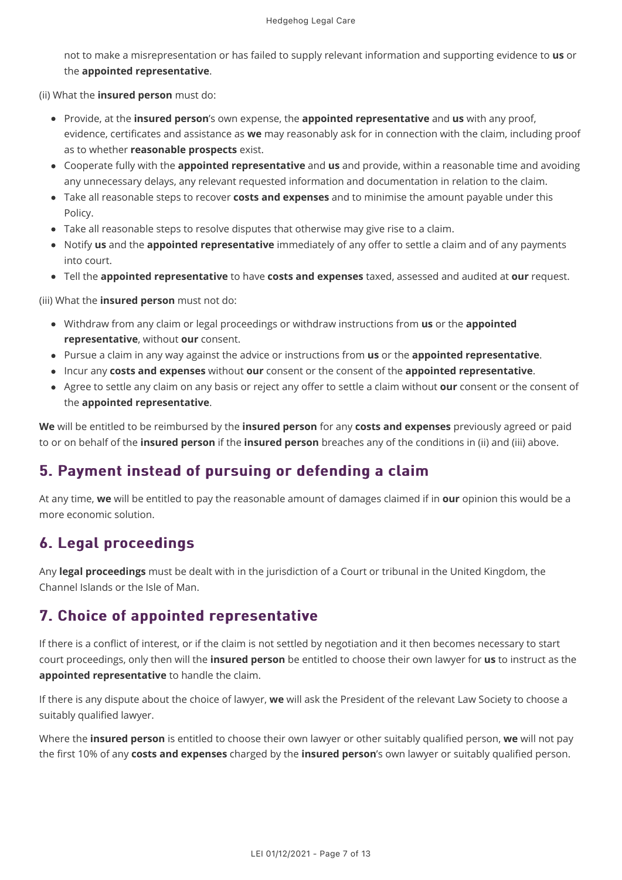not to make a misrepresentation or has failed to supply relevant information and supporting evidence to **us** or the **appointed representative**.

(ii) What the **insured person** must do:

- Provide, at the **insured person**'s own expense, the **appointed representative** and **us** with any proof, evidence, certificates and assistance as **we** may reasonably ask for in connection with the claim, including proof as to whether **reasonable prospects** exist.
- Cooperate fully with the **appointed representative** and **us** and provide, within a reasonable time and avoiding any unnecessary delays, any relevant requested information and documentation in relation to the claim.
- Take all reasonable steps to recover **costs and expenses** and to minimise the amount payable under this Policy.
- Take all reasonable steps to resolve disputes that otherwise may give rise to a claim.
- Notify **us** and the **appointed representative** immediately of any offer to settle a claim and of any payments into court.
- Tell the **appointed representative** to have **costs and expenses** taxed, assessed and audited at **our** request.

(iii) What the **insured person** must not do:

- Withdraw from any claim or legal proceedings or withdraw instructions from **us** or the **appointed representative**, without **our** consent.
- Pursue a claim in any way against the advice or instructions from **us** or the **appointed representative**.
- Incur any **costs and expenses** without **our** consent or the consent of the **appointed representative**.
- Agree to settle any claim on any basis or reject any offer to settle a claim without **our** consent or the consent of the **appointed representative**.

**We** will be entitled to be reimbursed by the **insured person** for any **costs and expenses** previously agreed or paid to or on behalf of the **insured person** if the **insured person** breaches any of the conditions in (ii) and (iii) above.

## 5. Payment instead of pursuing or defending a claim

At any time, **we** will be entitled to pay the reasonable amount of damages claimed if in **our** opinion this would be a more economic solution.

## 6. Legal proceedings

Any **legal proceedings** must be dealt with in the jurisdiction of a Court or tribunal in the United Kingdom, the Channel Islands or the Isle of Man.

## 7. Choice of appointed representative

If there is a conflict of interest, or if the claim is not settled by negotiation and it then becomes necessary to start court proceedings, only then will the **insured person** be entitled to choose their own lawyer for **us** to instruct as the **appointed representative** to handle the claim.

If there is any dispute about the choice of lawyer, **we** will ask the President of the relevant Law Society to choose a suitably qualified lawyer.

Where the **insured person** is entitled to choose their own lawyer or other suitably qualified person, **we** will not pay the first 10% of any **costs and expenses** charged by the **insured person**'s own lawyer or suitably qualified person.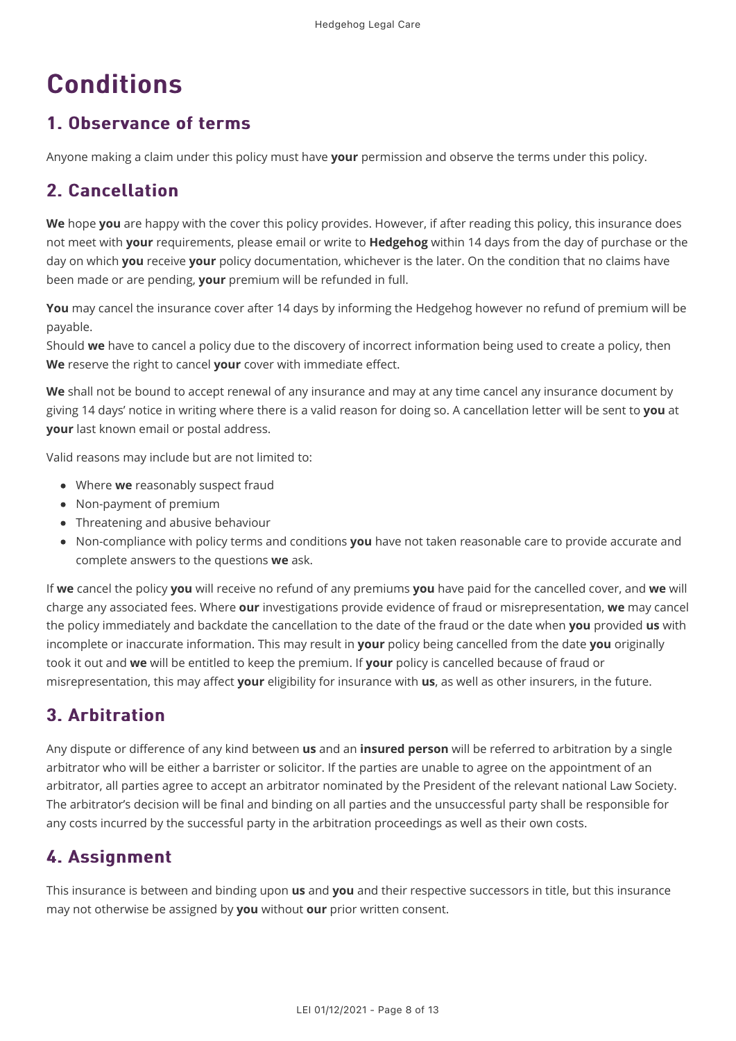# Conditions

## 1. Observance of terms

Anyone making a claim under this policy must have **your** permission and observe the terms under this policy.

## 2. Cancellation

**We** hope **you** are happy with the cover this policy provides. However, if after reading this policy, this insurance does not meet with **your** requirements, please email or write to **Hedgehog** within 14 days from the day of purchase or the day on which **you** receive **your** policy documentation, whichever is the later. On the condition that no claims have been made or are pending, **your** premium will be refunded in full.

**You** may cancel the insurance cover after 14 days by informing the Hedgehog however no refund of premium will be payable.
Should **we** have to cancel a policy due to the discovery of incorrect information being used to create a policy, then **We** reserve the right to cancel **your** cover with immediate effect.

**We** shall not be bound to accept renewal of any insurance and may at any time cancel any insurance document by giving 14 days' notice in writing where there is a valid reason for doing so. A cancellation letter will be sent to **you** at **your** last known email or postal address.

Valid reasons may include but are not limited to:

- Where **we** reasonably suspect fraud
- Non-payment of premium
- Threatening and abusive behaviour
- Non-compliance with policy terms and conditions **you** have not taken reasonable care to provide accurate and complete answers to the questions **we** ask.

If **we** cancel the policy **you** will receive no refund of any premiums **you** have paid for the cancelled cover, and **we** will charge any associated fees. Where **our** investigations provide evidence of fraud or misrepresentation, **we** may cancel the policy immediately and backdate the cancellation to the date of the fraud or the date when **you** provided **us** with incomplete or inaccurate information. This may result in **your** policy being cancelled from the date **you** originally took it out and **we** will be entitled to keep the premium. If **your** policy is cancelled because of fraud or misrepresentation, this may affect **your** eligibility for insurance with **us**, as well as other insurers, in the future.

## 3. Arbitration

Any dispute or difference of any kind between **us** and an **insured person** will be referred to arbitration by a single arbitrator who will be either a barrister or solicitor. If the parties are unable to agree on the appointment of an arbitrator, all parties agree to accept an arbitrator nominated by the President of the relevant national Law Society. The arbitrator's decision will be final and binding on all parties and the unsuccessful party shall be responsible for any costs incurred by the successful party in the arbitration proceedings as well as their own costs.

## 4. Assignment

This insurance is between and binding upon **us** and **you** and their respective successors in title, but this insurance may not otherwise be assigned by **you** without **our** prior written consent.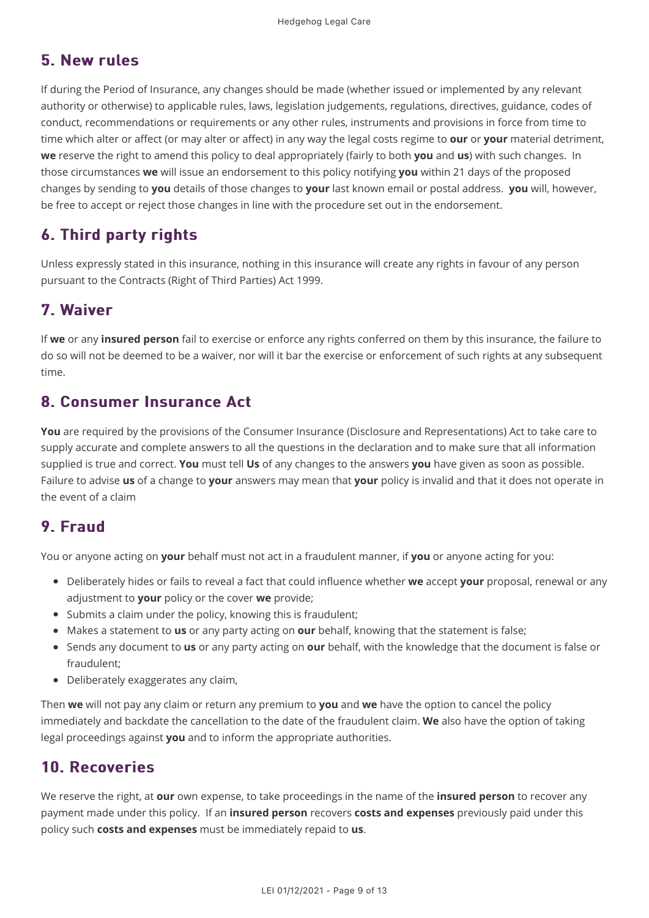## 5. New rules

If during the Period of Insurance, any changes should be made (whether issued or implemented by any relevant authority or otherwise) to applicable rules, laws, legislation judgements, regulations, directives, guidance, codes of conduct, recommendations or requirements or any other rules, instruments and provisions in force from time to time which alter or affect (or may alter or affect) in any way the legal costs regime to **our** or **your** material detriment, **we** reserve the right to amend this policy to deal appropriately (fairly to both **you** and **us**) with such changes. In those circumstances **we** will issue an endorsement to this policy notifying **you** within 21 days of the proposed changes by sending to **you** details of those changes to **your** last known email or postal address. **you** will, however, be free to accept or reject those changes in line with the procedure set out in the endorsement.

## 6. Third party rights

Unless expressly stated in this insurance, nothing in this insurance will create any rights in favour of any person pursuant to the Contracts (Right of Third Parties) Act 1999.

## 7. Waiver

If **we** or any **insured person** fail to exercise or enforce any rights conferred on them by this insurance, the failure to do so will not be deemed to be a waiver, nor will it bar the exercise or enforcement of such rights at any subsequent time.

## 8. Consumer Insurance Act

**You** are required by the provisions of the Consumer Insurance (Disclosure and Representations) Act to take care to supply accurate and complete answers to all the questions in the declaration and to make sure that all information supplied is true and correct. **You** must tell **Us** of any changes to the answers **you** have given as soon as possible. Failure to advise **us** of a change to **your** answers may mean that **your** policy is invalid and that it does not operate in the event of a claim

## 9. Fraud

You or anyone acting on **your** behalf must not act in a fraudulent manner, if **you** or anyone acting for you:

- Deliberately hides or fails to reveal a fact that could influence whether **we** accept **your** proposal, renewal or any adjustment to **your** policy or the cover **we** provide;
- Submits a claim under the policy, knowing this is fraudulent;
- Makes a statement to **us** or any party acting on **our** behalf, knowing that the statement is false;
- Sends any document to **us** or any party acting on **our** behalf, with the knowledge that the document is false or fraudulent;
- Deliberately exaggerates any claim,

Then **we** will not pay any claim or return any premium to **you** and **we** have the option to cancel the policy immediately and backdate the cancellation to the date of the fraudulent claim. **We** also have the option of taking legal proceedings against **you** and to inform the appropriate authorities.

## 10. Recoveries

We reserve the right, at **our** own expense, to take proceedings in the name of the **insured person** to recover any payment made under this policy. If an **insured person** recovers **costs and expenses** previously paid under this policy such **costs and expenses** must be immediately repaid to **us**.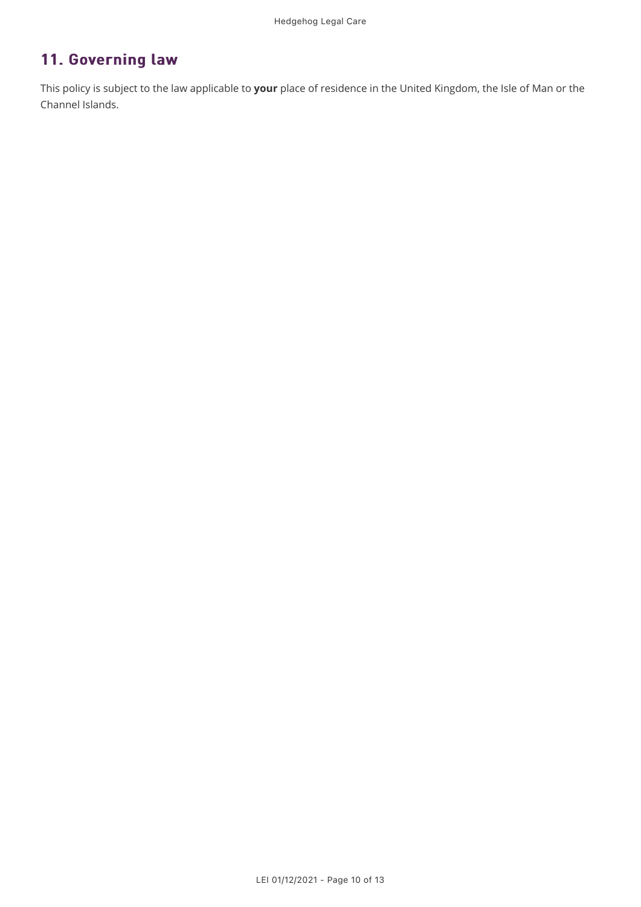## 11. Governing law

This policy is subject to the law applicable to **your** place of residence in the United Kingdom, the Isle of Man or the Channel Islands.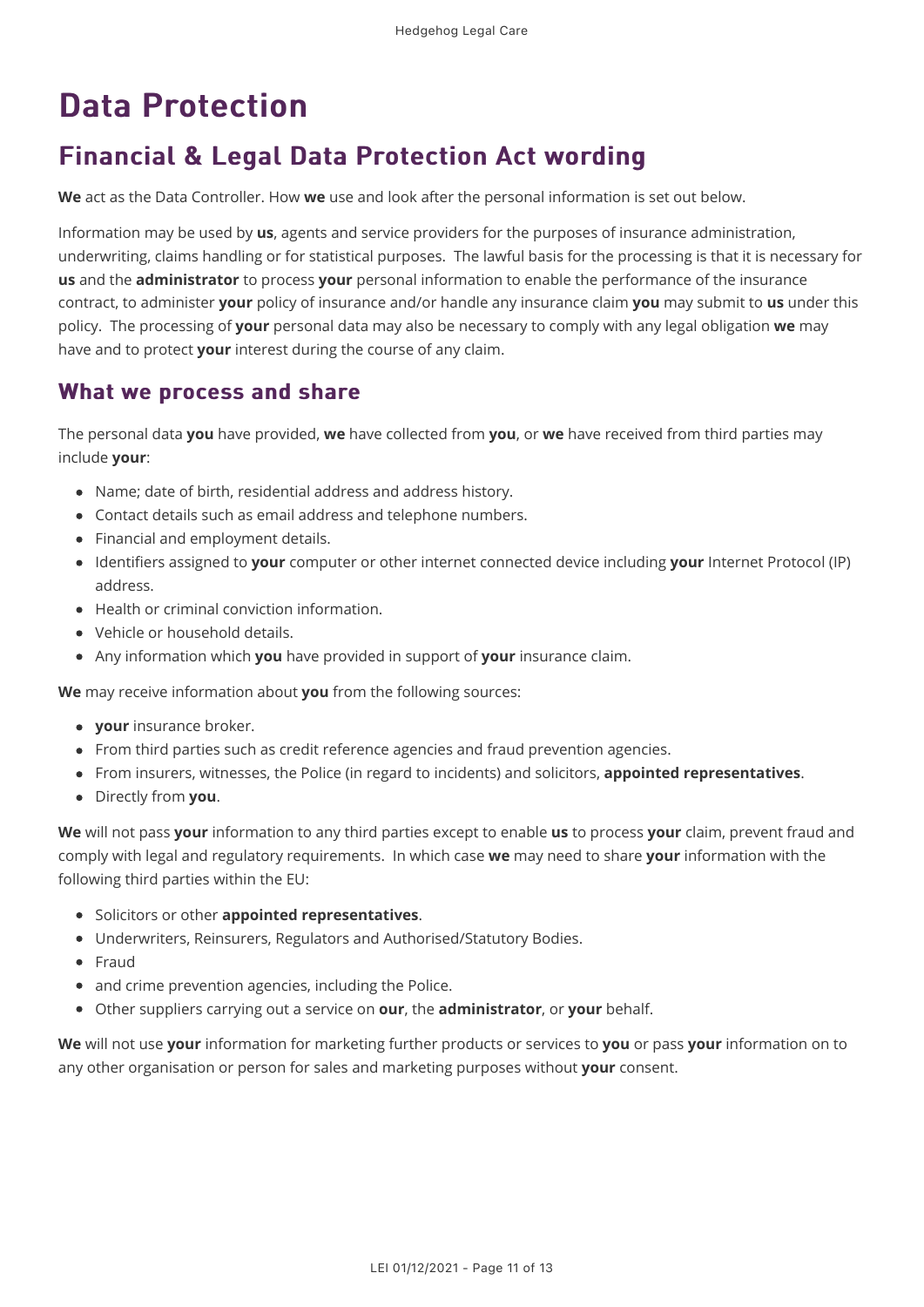# Data Protection

## Financial & Legal Data Protection Act wording

**We** act as the Data Controller. How **we** use and look after the personal information is set out below.

Information may be used by **us**, agents and service providers for the purposes of insurance administration, underwriting, claims handling or for statistical purposes. The lawful basis for the processing is that it is necessary for **us** and the **administrator** to process **your** personal information to enable the performance of the insurance contract, to administer **your** policy of insurance and/or handle any insurance claim **you** may submit to **us** under this policy. The processing of **your** personal data may also be necessary to comply with any legal obligation **we** may have and to protect **your** interest during the course of any claim.

### What we process and share

The personal data **you** have provided, **we** have collected from **you**, or **we** have received from third parties may include **your**:

- Name; date of birth, residential address and address history.
- Contact details such as email address and telephone numbers.
- Financial and employment details.
- Identifiers assigned to **your** computer or other internet connected device including **your** Internet Protocol (IP) address.
- Health or criminal conviction information.
- Vehicle or household details.
- Any information which **you** have provided in support of **your** insurance claim.

**We** may receive information about **you** from the following sources:

- **your** insurance broker.
- From third parties such as credit reference agencies and fraud prevention agencies.
- From insurers, witnesses, the Police (in regard to incidents) and solicitors, **appointed representatives**.
- Directly from **you**.

**We** will not pass **your** information to any third parties except to enable **us** to process **your** claim, prevent fraud and comply with legal and regulatory requirements. In which case **we** may need to share **your** information with the following third parties within the EU:

- Solicitors or other **appointed representatives**.
- Underwriters, Reinsurers, Regulators and Authorised/Statutory Bodies.
- Fraud
- and crime prevention agencies, including the Police.
- Other suppliers carrying out a service on **our**, the **administrator**, or **your** behalf.

**We** will not use **your** information for marketing further products or services to **you** or pass **your** information on to any other organisation or person for sales and marketing purposes without **your** consent.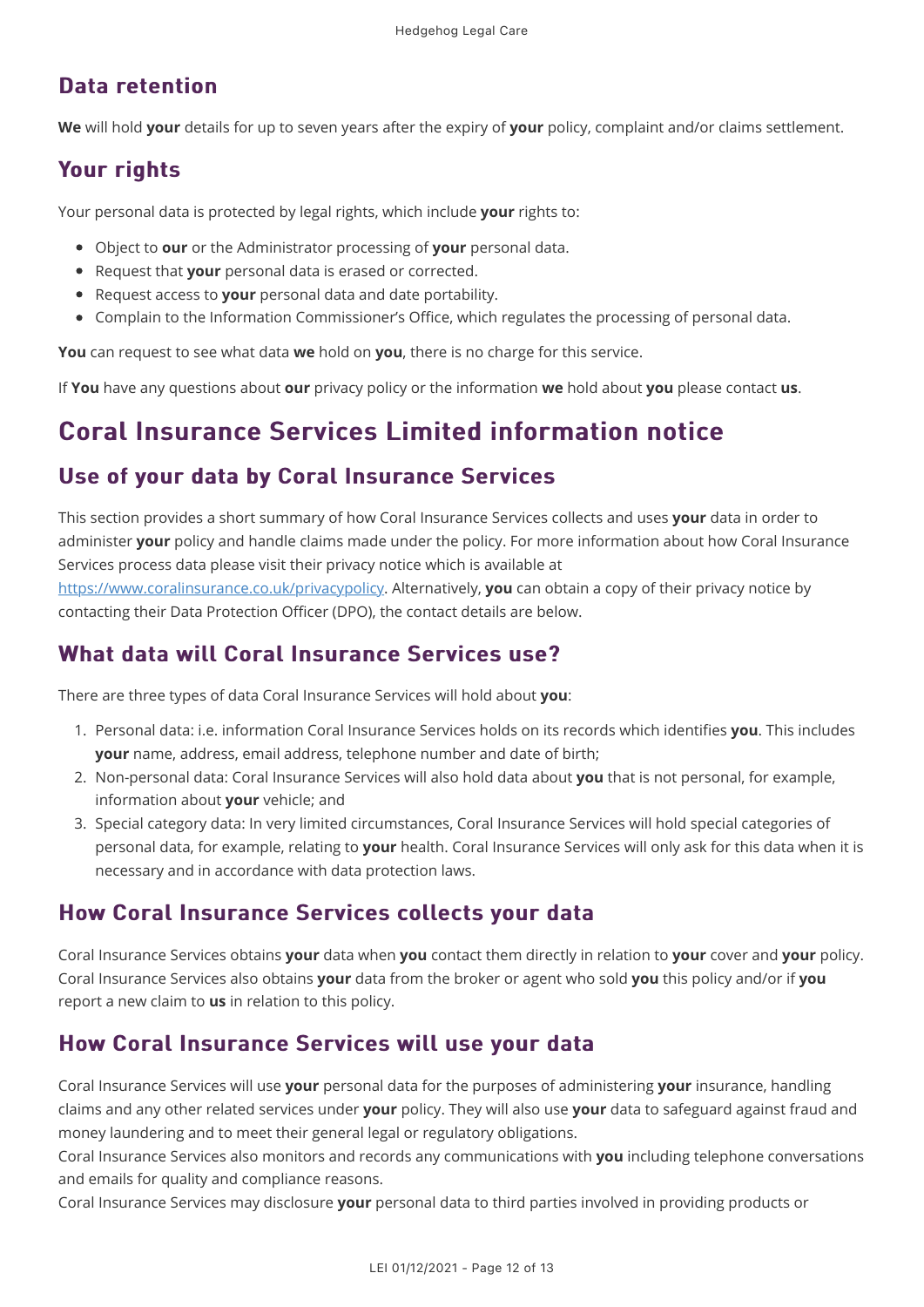## Data retention

**We** will hold **your** details for up to seven years after the expiry of **your** policy, complaint and/or claims settlement.

## Your rights

Your personal data is protected by legal rights, which include **your** rights to:

- Object to **our** or the Administrator processing of **your** personal data.
- Request that **your** personal data is erased or corrected.
- Request access to **your** personal data and date portability.
- Complain to the Information Commissioner's Office, which regulates the processing of personal data.

**You** can request to see what data **we** hold on **you**, there is no charge for this service.

If **You** have any questions about **our** privacy policy or the information **we** hold about **you** please contact **us**.

# Coral Insurance Services Limited information notice

## Use of your data by Coral Insurance Services

This section provides a short summary of how Coral Insurance Services collects and uses **your** data in order to administer **your** policy and handle claims made under the policy. For more information about how Coral Insurance Services process data please visit their privacy notice which is available at https://www.coralinsurance.co.uk/privacypolicy. Alternatively, **you** can obtain a copy of their privacy notice by contacting their Data Protection Officer (DPO), the contact details are below.

## What data will Coral Insurance Services use?

There are three types of data Coral Insurance Services will hold about **you**:

1. Personal data: i.e. information Coral Insurance Services holds on its records which identifies **you**. This includes **your** name, address, email address, telephone number and date of birth;
2. Non-personal data: Coral Insurance Services will also hold data about **you** that is not personal, for example, information about **your** vehicle; and
3. Special category data: In very limited circumstances, Coral Insurance Services will hold special categories of personal data, for example, relating to **your** health. Coral Insurance Services will only ask for this data when it is necessary and in accordance with data protection laws.

## How Coral Insurance Services collects your data

Coral Insurance Services obtains **your** data when **you** contact them directly in relation to **your** cover and **your** policy. Coral Insurance Services also obtains **your** data from the broker or agent who sold **you** this policy and/or if **you** report a new claim to **us** in relation to this policy.

## How Coral Insurance Services will use your data

Coral Insurance Services will use **your** personal data for the purposes of administering **your** insurance, handling claims and any other related services under **your** policy. They will also use **your** data to safeguard against fraud and money laundering and to meet their general legal or regulatory obligations.

Coral Insurance Services also monitors and records any communications with **you** including telephone conversations and emails for quality and compliance reasons.

Coral Insurance Services may disclosure **your** personal data to third parties involved in providing products or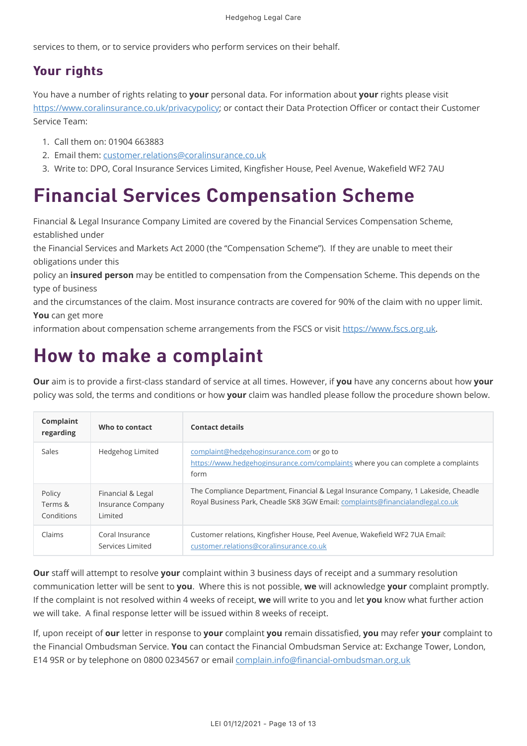services to them, or to service providers who perform services on their behalf.

## Your rights

You have a number of rights relating to **your** personal data. For information about **your** rights please visit https://www.coralinsurance.co.uk/privacypolicy; or contact their Data Protection Officer or contact their Customer Service Team:

1. Call them on: 01904 663883
2. Email them: customer.relations@coralinsurance.co.uk
3. Write to: DPO, Coral Insurance Services Limited, Kingfisher House, Peel Avenue, Wakefield WF2 7AU

# Financial Services Compensation Scheme

Financial & Legal Insurance Company Limited are covered by the Financial Services Compensation Scheme, established under
the Financial Services and Markets Act 2000 (the "Compensation Scheme"). If they are unable to meet their obligations under this
policy an **insured person** may be entitled to compensation from the Compensation Scheme. This depends on the type of business
and the circumstances of the claim. Most insurance contracts are covered for 90% of the claim with no upper limit. **You** can get more
information about compensation scheme arrangements from the FSCS or visit https://www.fscs.org.uk.

# How to make a complaint

**Our** aim is to provide a first-class standard of service at all times. However, if **you** have any concerns about how **your** policy was sold, the terms and conditions or how **your** claim was handled please follow the procedure shown below.

| Complaint regarding | Who to contact | Contact details |
|---|---|---|
| Sales | Hedgehog Limited | complaint@hedgehoginsurance.com or go to https://www.hedgehoginsurance.com/complaints where you can complete a complaints form |
| Policy Terms & Conditions | Financial & Legal Insurance Company Limited | The Compliance Department, Financial & Legal Insurance Company, 1 Lakeside, Cheadle Royal Business Park, Cheadle SK8 3GW Email: complaints@financialandlegal.co.uk |
| Claims | Coral Insurance Services Limited | Customer relations, Kingfisher House, Peel Avenue, Wakefield WF2 7UA Email: customer.relations@coralinsurance.co.uk |

**Our** staff will attempt to resolve **your** complaint within 3 business days of receipt and a summary resolution communication letter will be sent to **you**. Where this is not possible, **we** will acknowledge **your** complaint promptly. If the complaint is not resolved within 4 weeks of receipt, **we** will write to you and let **you** know what further action we will take. A final response letter will be issued within 8 weeks of receipt.

If, upon receipt of **our** letter in response to **your** complaint **you** remain dissatisfied, **you** may refer **your** complaint to the Financial Ombudsman Service. **You** can contact the Financial Ombudsman Service at: Exchange Tower, London, E14 9SR or by telephone on 0800 0234567 or email complain.info@financial-ombudsman.org.uk